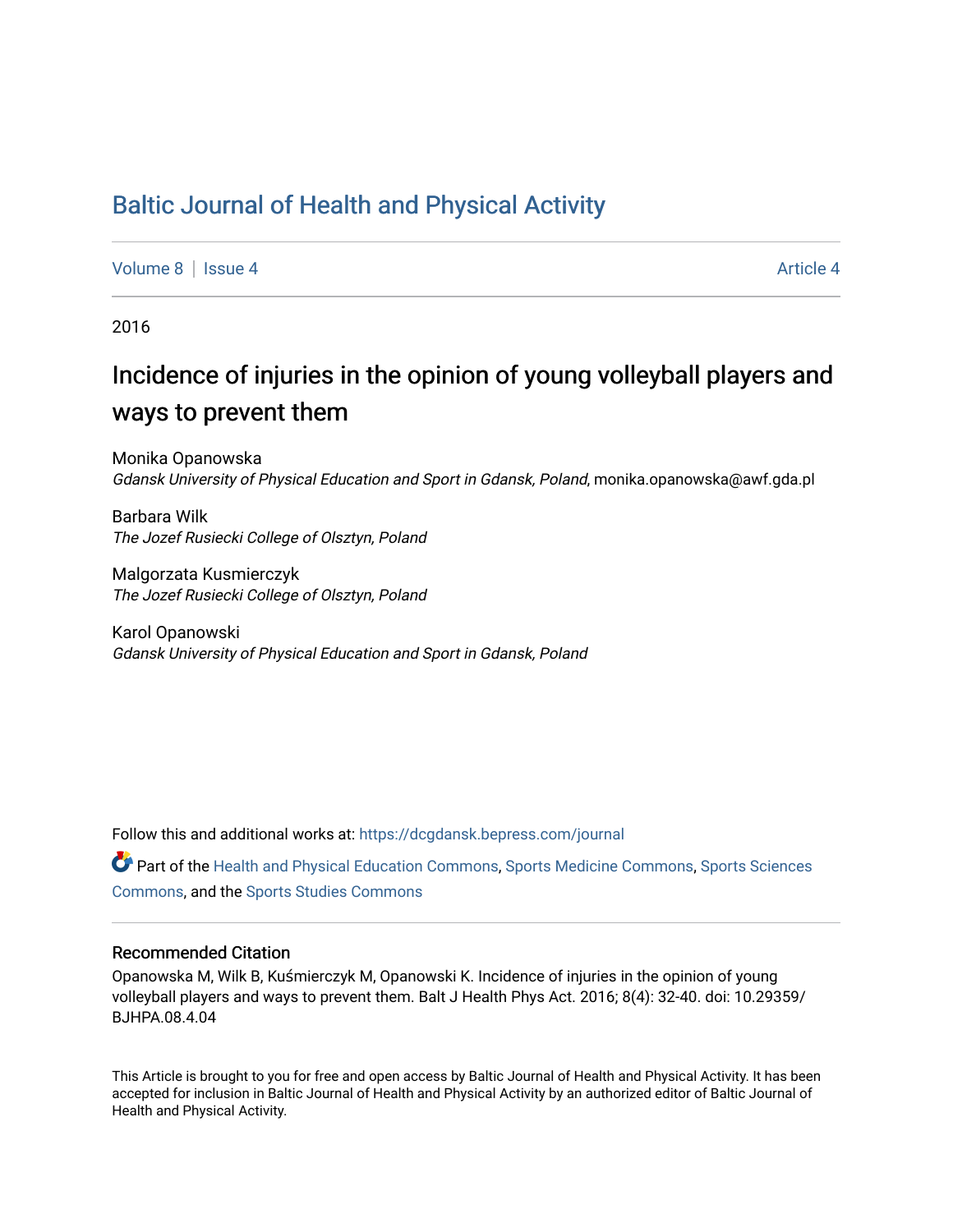# Baltic Journal of Health and Physical Activity

Volume 8 | Issue 4 | Article 4

2016

## Incidence of injuries in the opinion of young volleyball players and ways to prevent them

Monika Opanowska
*Gdansk University of Physical Education and Sport in Gdansk, Poland*, monika.opanowska@awf.gda.pl

Barbara Wilk
*The Jozef Rusiecki College of Olsztyn, Poland*

Malgorzata Kusmierczyk
*The Jozef Rusiecki College of Olsztyn, Poland*

Karol Opanowski
*Gdansk University of Physical Education and Sport in Gdansk, Poland*

Follow this and additional works at: https://dcgdansk.bepress.com/journal

Part of the Health and Physical Education Commons, Sports Medicine Commons, Sports Sciences Commons, and the Sports Studies Commons

### Recommended Citation

Opanowska M, Wilk B, Kuśmierczyk M, Opanowski K. Incidence of injuries in the opinion of young volleyball players and ways to prevent them. Balt J Health Phys Act. 2016; 8(4): 32-40. doi: 10.29359/BJHPA.08.4.04

This Article is brought to you for free and open access by Baltic Journal of Health and Physical Activity. It has been accepted for inclusion in Baltic Journal of Health and Physical Activity by an authorized editor of Baltic Journal of Health and Physical Activity.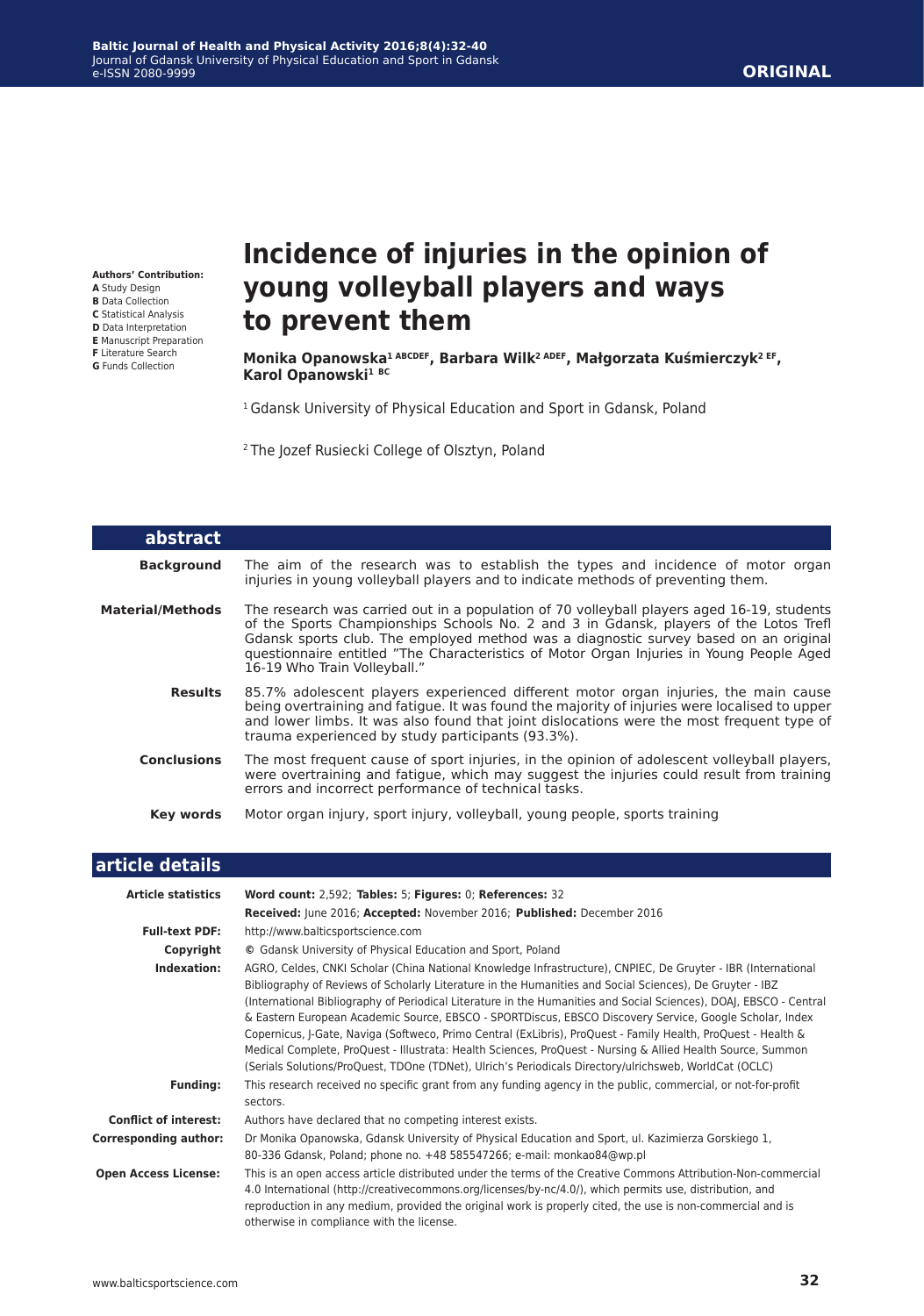**Authors' Contribution:**
**A** Study Design
**B** Data Collection
**C** Statistical Analysis
**D** Data Interpretation
**E** Manuscript Preparation
**F** Literature Search
**G** Funds Collection

# Incidence of injuries in the opinion of young volleyball players and ways to prevent them

**Monika Opanowska[1 ABCDEF], Barbara Wilk[2 ADEF], Małgorzata Kuśmierczyk[2 EF], Karol Opanowski[1 BC]**

[1] Gdansk University of Physical Education and Sport in Gdansk, Poland

[2] The Jozef Rusiecki College of Olsztyn, Poland

## abstract

**Background** The aim of the research was to establish the types and incidence of motor organ injuries in young volleyball players and to indicate methods of preventing them.

**Material/Methods** The research was carried out in a population of 70 volleyball players aged 16-19, students of the Sports Championships Schools No. 2 and 3 in Gdansk, players of the Lotos Trefl Gdansk sports club. The employed method was a diagnostic survey based on an original questionnaire entitled "The Characteristics of Motor Organ Injuries in Young People Aged 16-19 Who Train Volleyball."

**Results** 85.7% adolescent players experienced different motor organ injuries, the main cause being overtraining and fatigue. It was found the majority of injuries were localised to upper and lower limbs. It was also found that joint dislocations were the most frequent type of trauma experienced by study participants (93.3%).

**Conclusions** The most frequent cause of sport injuries, in the opinion of adolescent volleyball players, were overtraining and fatigue, which may suggest the injuries could result from training errors and incorrect performance of technical tasks.

**Key words** Motor organ injury, sport injury, volleyball, young people, sports training

## article details

| | |
|---|---|
| **Article statistics** | **Word count:** 2,592; **Tables:** 5; **Figures:** 0; **References:** 32<br>**Received:** June 2016; **Accepted:** November 2016; **Published:** December 2016 |
| **Full-text PDF:** | http://www.balticsportscience.com |
| **Copyright** | © Gdansk University of Physical Education and Sport, Poland |
| **Indexation:** | AGRO, Celdes, CNKI Scholar (China National Knowledge Infrastructure), CNPIEC, De Gruyter - IBR (International Bibliography of Reviews of Scholarly Literature in the Humanities and Social Sciences), De Gruyter - IBZ (International Bibliography of Periodical Literature in the Humanities and Social Sciences), DOAJ, EBSCO - Central & Eastern European Academic Source, EBSCO - SPORTDiscus, EBSCO Discovery Service, Google Scholar, Index Copernicus, J-Gate, Naviga (Softweco, Primo Central (ExLibris), ProQuest - Family Health, ProQuest - Health & Medical Complete, ProQuest - Illustrata: Health Sciences, ProQuest - Nursing & Allied Health Source, Summon (Serials Solutions/ProQuest, TDOne (TDNet), Ulrich's Periodicals Directory/ulrichsweb, WorldCat (OCLC) |
| **Funding:** | This research received no specific grant from any funding agency in the public, commercial, or not-for-profit sectors. |
| **Conflict of interest:** | Authors have declared that no competing interest exists. |
| **Corresponding author:** | Dr Monika Opanowska, Gdansk University of Physical Education and Sport, ul. Kazimierza Gorskiego 1, 80-336 Gdansk, Poland; phone no. +48 585547266; e-mail: monkao84@wp.pl |
| **Open Access License:** | This is an open access article distributed under the terms of the Creative Commons Attribution-Non-commercial 4.0 International (http://creativecommons.org/licenses/by-nc/4.0/), which permits use, distribution, and reproduction in any medium, provided the original work is properly cited, the use is non-commercial and is otherwise in compliance with the license. |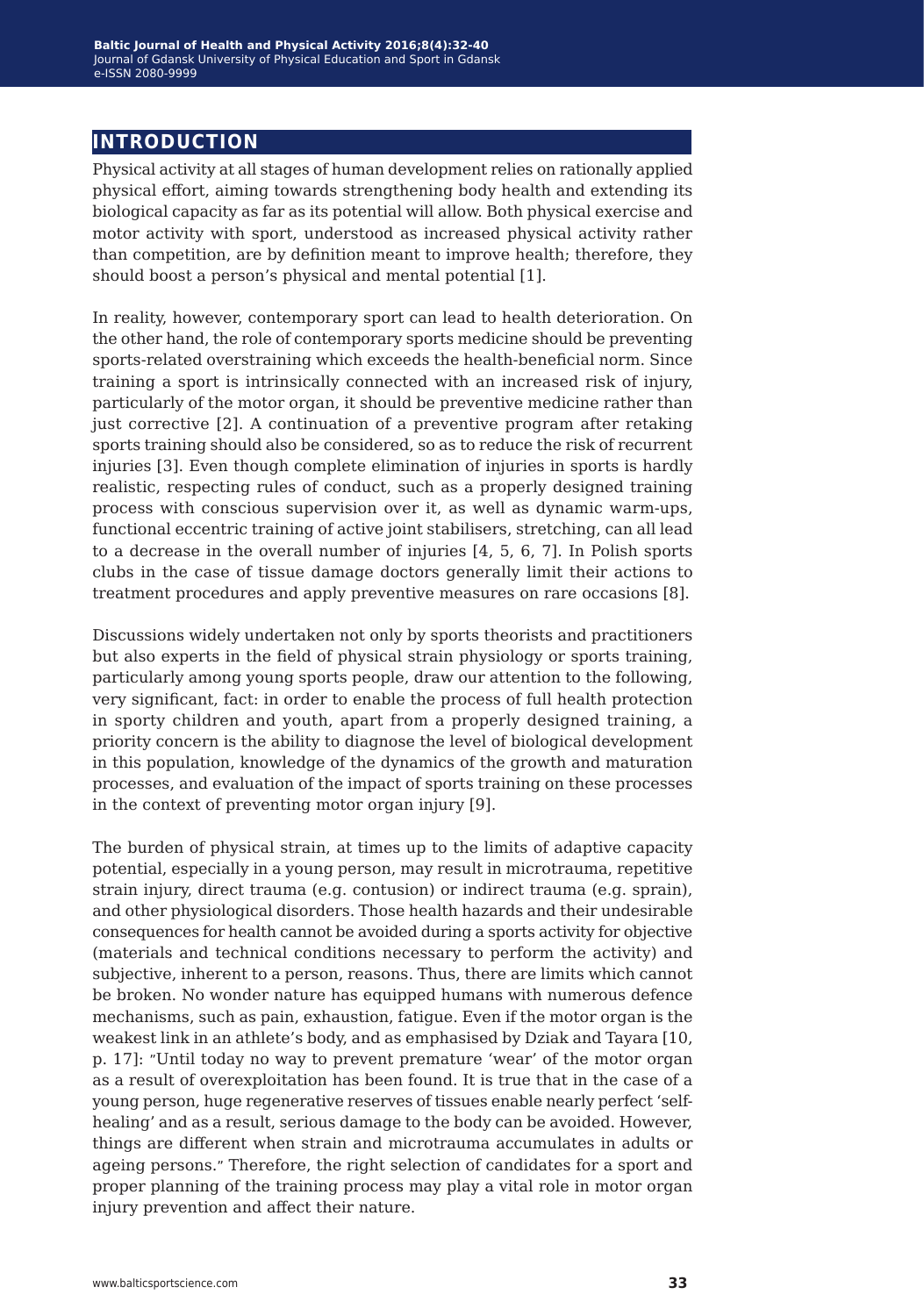# INTRODUCTION

Physical activity at all stages of human development relies on rationally applied physical effort, aiming towards strengthening body health and extending its biological capacity as far as its potential will allow. Both physical exercise and motor activity with sport, understood as increased physical activity rather than competition, are by definition meant to improve health; therefore, they should boost a person's physical and mental potential [1].

In reality, however, contemporary sport can lead to health deterioration. On the other hand, the role of contemporary sports medicine should be preventing sports-related overstraining which exceeds the health-beneficial norm. Since training a sport is intrinsically connected with an increased risk of injury, particularly of the motor organ, it should be preventive medicine rather than just corrective [2]. A continuation of a preventive program after retaking sports training should also be considered, so as to reduce the risk of recurrent injuries [3]. Even though complete elimination of injuries in sports is hardly realistic, respecting rules of conduct, such as a properly designed training process with conscious supervision over it, as well as dynamic warm-ups, functional eccentric training of active joint stabilisers, stretching, can all lead to a decrease in the overall number of injuries [4, 5, 6, 7]. In Polish sports clubs in the case of tissue damage doctors generally limit their actions to treatment procedures and apply preventive measures on rare occasions [8].

Discussions widely undertaken not only by sports theorists and practitioners but also experts in the field of physical strain physiology or sports training, particularly among young sports people, draw our attention to the following, very significant, fact: in order to enable the process of full health protection in sporty children and youth, apart from a properly designed training, a priority concern is the ability to diagnose the level of biological development in this population, knowledge of the dynamics of the growth and maturation processes, and evaluation of the impact of sports training on these processes in the context of preventing motor organ injury [9].

The burden of physical strain, at times up to the limits of adaptive capacity potential, especially in a young person, may result in microtrauma, repetitive strain injury, direct trauma (e.g. contusion) or indirect trauma (e.g. sprain), and other physiological disorders. Those health hazards and their undesirable consequences for health cannot be avoided during a sports activity for objective (materials and technical conditions necessary to perform the activity) and subjective, inherent to a person, reasons. Thus, there are limits which cannot be broken. No wonder nature has equipped humans with numerous defence mechanisms, such as pain, exhaustion, fatigue. Even if the motor organ is the weakest link in an athlete's body, and as emphasised by Dziak and Tayara [10, p. 17]: "Until today no way to prevent premature 'wear' of the motor organ as a result of overexploitation has been found. It is true that in the case of a young person, huge regenerative reserves of tissues enable nearly perfect 'self-healing' and as a result, serious damage to the body can be avoided. However, things are different when strain and microtrauma accumulates in adults or ageing persons." Therefore, the right selection of candidates for a sport and proper planning of the training process may play a vital role in motor organ injury prevention and affect their nature.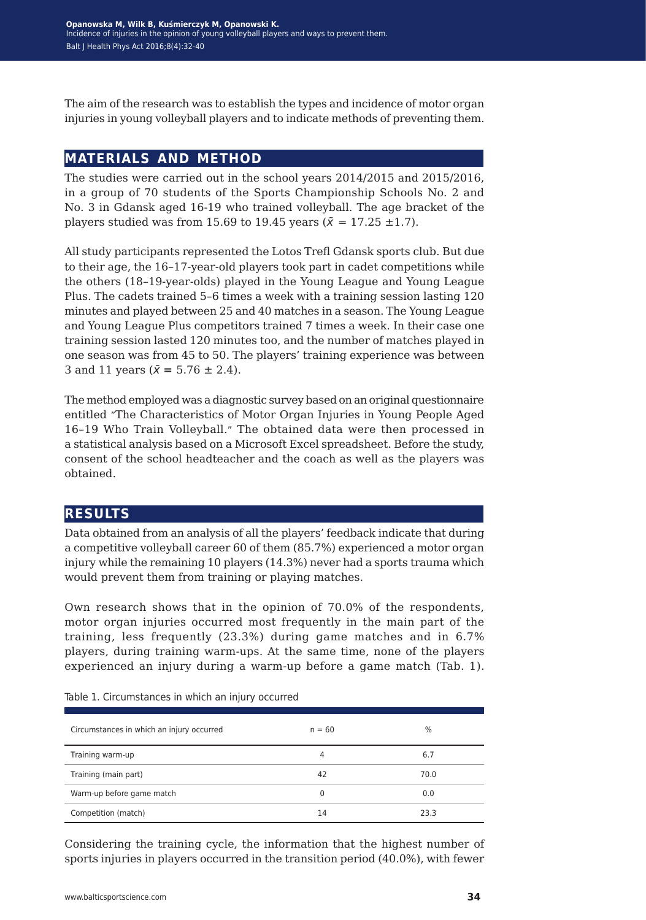The aim of the research was to establish the types and incidence of motor organ injuries in young volleyball players and to indicate methods of preventing them.

## MATERIALS AND METHOD

The studies were carried out in the school years 2014/2015 and 2015/2016, in a group of 70 students of the Sports Championship Schools No. 2 and No. 3 in Gdansk aged 16-19 who trained volleyball. The age bracket of the players studied was from 15.69 to 19.45 years ($\bar{x}$ = 17.25 ±1.7).

All study participants represented the Lotos Trefl Gdansk sports club. But due to their age, the 16–17-year-old players took part in cadet competitions while the others (18–19-year-olds) played in the Young League and Young League Plus. The cadets trained 5–6 times a week with a training session lasting 120 minutes and played between 25 and 40 matches in a season. The Young League and Young League Plus competitors trained 7 times a week. In their case one training session lasted 120 minutes too, and the number of matches played in one season was from 45 to 50. The players' training experience was between 3 and 11 years ($\bar{x}$ = 5.76 ± 2.4).

The method employed was a diagnostic survey based on an original questionnaire entitled "The Characteristics of Motor Organ Injuries in Young People Aged 16–19 Who Train Volleyball." The obtained data were then processed in a statistical analysis based on a Microsoft Excel spreadsheet. Before the study, consent of the school headteacher and the coach as well as the players was obtained.

## RESULTS

Data obtained from an analysis of all the players' feedback indicate that during a competitive volleyball career 60 of them (85.7%) experienced a motor organ injury while the remaining 10 players (14.3%) never had a sports trauma which would prevent them from training or playing matches.

Own research shows that in the opinion of 70.0% of the respondents, motor organ injuries occurred most frequently in the main part of the training, less frequently (23.3%) during game matches and in 6.7% players, during training warm-ups. At the same time, none of the players experienced an injury during a warm-up before a game match (Tab. 1).

Table 1. Circumstances in which an injury occurred

| Circumstances in which an injury occurred | n = 60 | % |
|---|---|---|
| Training warm-up | 4 | 6.7 |
| Training (main part) | 42 | 70.0 |
| Warm-up before game match | 0 | 0.0 |
| Competition (match) | 14 | 23.3 |

Considering the training cycle, the information that the highest number of sports injuries in players occurred in the transition period (40.0%), with fewer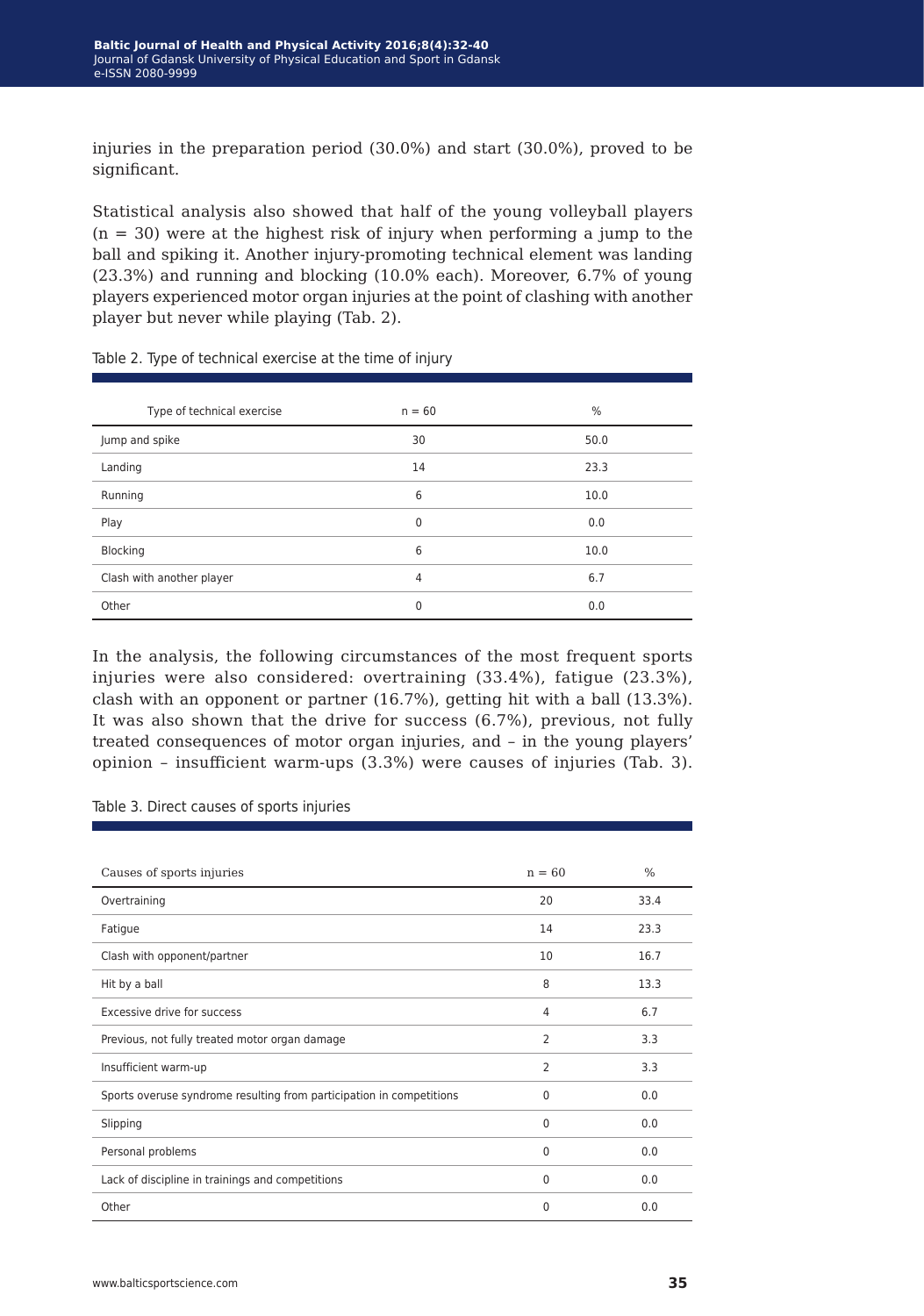injuries in the preparation period (30.0%) and start (30.0%), proved to be significant.

Statistical analysis also showed that half of the young volleyball players (n = 30) were at the highest risk of injury when performing a jump to the ball and spiking it. Another injury-promoting technical element was landing (23.3%) and running and blocking (10.0% each). Moreover, 6.7% of young players experienced motor organ injuries at the point of clashing with another player but never while playing (Tab. 2).

Table 2. Type of technical exercise at the time of injury

| Type of technical exercise | n = 60 | % |
|---|---|---|
| Jump and spike | 30 | 50.0 |
| Landing | 14 | 23.3 |
| Running | 6 | 10.0 |
| Play | 0 | 0.0 |
| Blocking | 6 | 10.0 |
| Clash with another player | 4 | 6.7 |
| Other | 0 | 0.0 |

In the analysis, the following circumstances of the most frequent sports injuries were also considered: overtraining (33.4%), fatigue (23.3%), clash with an opponent or partner (16.7%), getting hit with a ball (13.3%). It was also shown that the drive for success (6.7%), previous, not fully treated consequences of motor organ injuries, and – in the young players' opinion – insufficient warm-ups (3.3%) were causes of injuries (Tab. 3).

Table 3. Direct causes of sports injuries

| Causes of sports injuries | n = 60 | % |
|---|---|---|
| Overtraining | 20 | 33.4 |
| Fatigue | 14 | 23.3 |
| Clash with opponent/partner | 10 | 16.7 |
| Hit by a ball | 8 | 13.3 |
| Excessive drive for success | 4 | 6.7 |
| Previous, not fully treated motor organ damage | 2 | 3.3 |
| Insufficient warm-up | 2 | 3.3 |
| Sports overuse syndrome resulting from participation in competitions | 0 | 0.0 |
| Slipping | 0 | 0.0 |
| Personal problems | 0 | 0.0 |
| Lack of discipline in trainings and competitions | 0 | 0.0 |
| Other | 0 | 0.0 |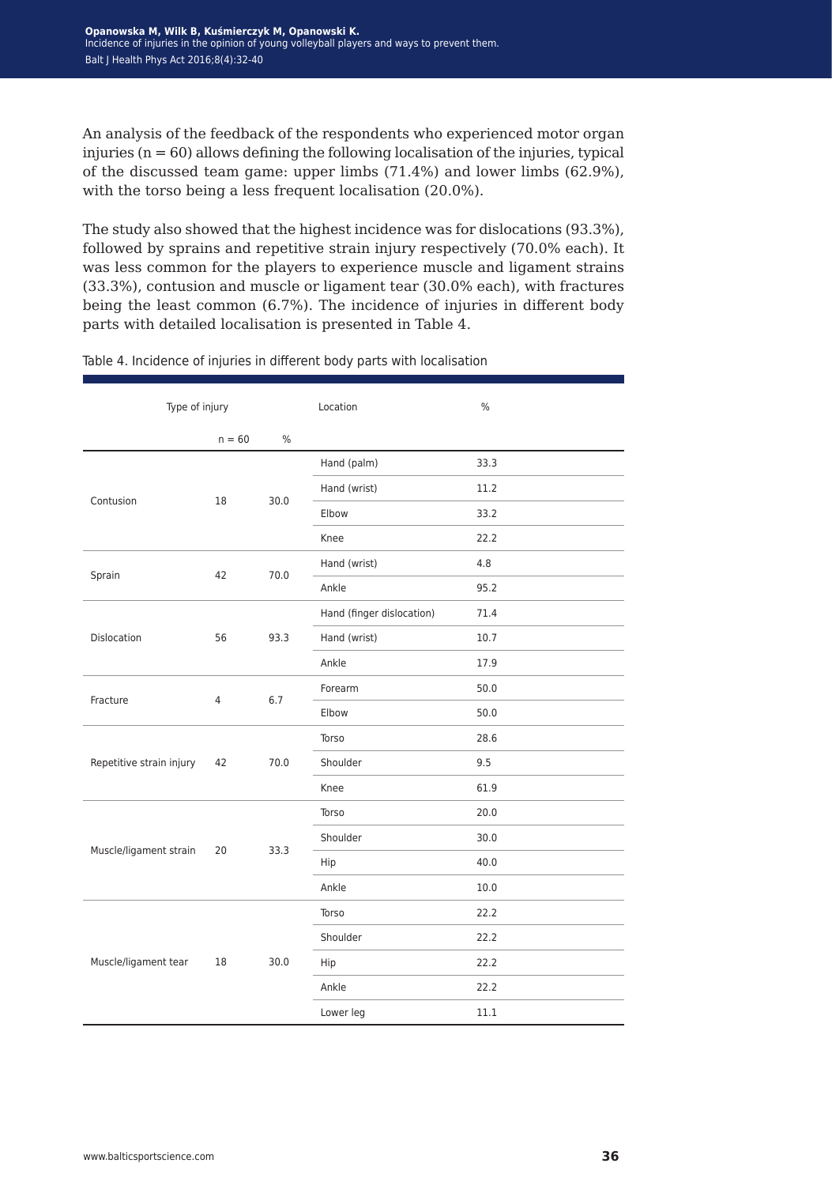An analysis of the feedback of the respondents who experienced motor organ injuries (n = 60) allows defining the following localisation of the injuries, typical of the discussed team game: upper limbs (71.4%) and lower limbs (62.9%), with the torso being a less frequent localisation (20.0%).

The study also showed that the highest incidence was for dislocations (93.3%), followed by sprains and repetitive strain injury respectively (70.0% each). It was less common for the players to experience muscle and ligament strains (33.3%), contusion and muscle or ligament tear (30.0% each), with fractures being the least common (6.7%). The incidence of injuries in different body parts with detailed localisation is presented in Table 4.

Table 4. Incidence of injuries in different body parts with localisation

| Type of injury | | | Location | % |
|---|---|---|---|---|
| | n = 60 | % | | |
| Contusion | 18 | 30.0 | Hand (palm) | 33.3 |
| | | | Hand (wrist) | 11.2 |
| | | | Elbow | 33.2 |
| | | | Knee | 22.2 |
| Sprain | 42 | 70.0 | Hand (wrist) | 4.8 |
| | | | Ankle | 95.2 |
| Dislocation | 56 | 93.3 | Hand (finger dislocation) | 71.4 |
| | | | Hand (wrist) | 10.7 |
| | | | Ankle | 17.9 |
| Fracture | 4 | 6.7 | Forearm | 50.0 |
| | | | Elbow | 50.0 |
| Repetitive strain injury | 42 | 70.0 | Torso | 28.6 |
| | | | Shoulder | 9.5 |
| | | | Knee | 61.9 |
| Muscle/ligament strain | 20 | 33.3 | Torso | 20.0 |
| | | | Shoulder | 30.0 |
| | | | Hip | 40.0 |
| | | | Ankle | 10.0 |
| Muscle/ligament tear | 18 | 30.0 | Torso | 22.2 |
| | | | Shoulder | 22.2 |
| | | | Hip | 22.2 |
| | | | Ankle | 22.2 |
| | | | Lower leg | 11.1 |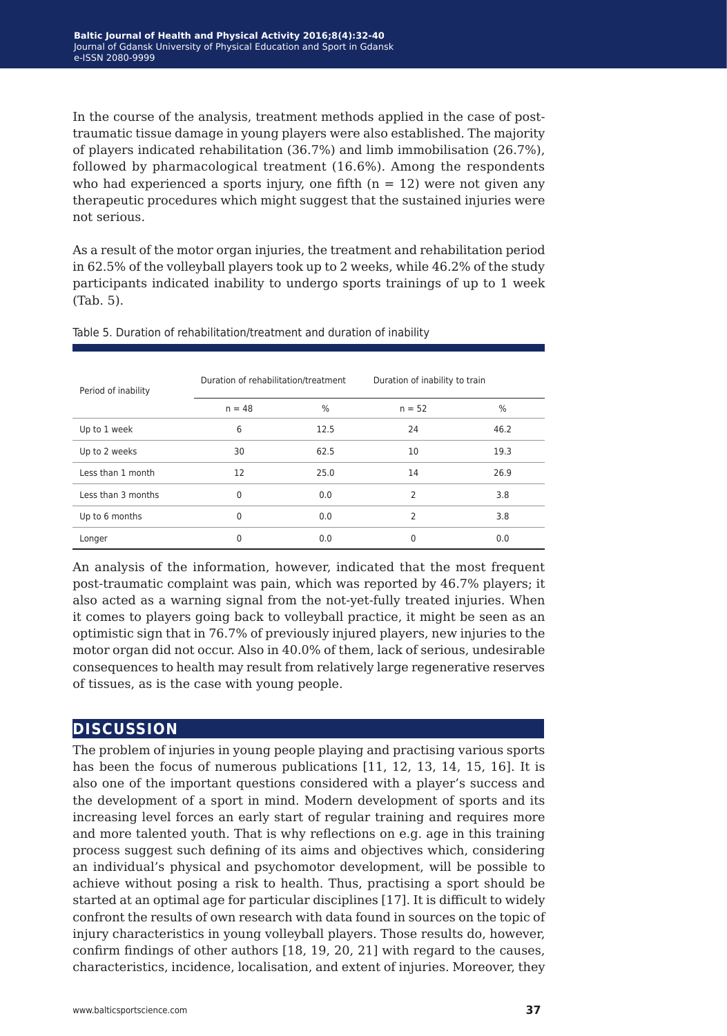In the course of the analysis, treatment methods applied in the case of post-traumatic tissue damage in young players were also established. The majority of players indicated rehabilitation (36.7%) and limb immobilisation (26.7%), followed by pharmacological treatment (16.6%). Among the respondents who had experienced a sports injury, one fifth (n = 12) were not given any therapeutic procedures which might suggest that the sustained injuries were not serious.

As a result of the motor organ injuries, the treatment and rehabilitation period in 62.5% of the volleyball players took up to 2 weeks, while 46.2% of the study participants indicated inability to undergo sports trainings of up to 1 week (Tab. 5).

Table 5. Duration of rehabilitation/treatment and duration of inability

| Period of inability | Duration of rehabilitation/treatment | | Duration of inability to train | |
|---|---|---|---|---|
| | n = 48 | % | n = 52 | % |
| Up to 1 week | 6 | 12.5 | 24 | 46.2 |
| Up to 2 weeks | 30 | 62.5 | 10 | 19.3 |
| Less than 1 month | 12 | 25.0 | 14 | 26.9 |
| Less than 3 months | 0 | 0.0 | 2 | 3.8 |
| Up to 6 months | 0 | 0.0 | 2 | 3.8 |
| Longer | 0 | 0.0 | 0 | 0.0 |

An analysis of the information, however, indicated that the most frequent post-traumatic complaint was pain, which was reported by 46.7% players; it also acted as a warning signal from the not-yet-fully treated injuries. When it comes to players going back to volleyball practice, it might be seen as an optimistic sign that in 76.7% of previously injured players, new injuries to the motor organ did not occur. Also in 40.0% of them, lack of serious, undesirable consequences to health may result from relatively large regenerative reserves of tissues, as is the case with young people.

## DISCUSSION

The problem of injuries in young people playing and practising various sports has been the focus of numerous publications [11, 12, 13, 14, 15, 16]. It is also one of the important questions considered with a player's success and the development of a sport in mind. Modern development of sports and its increasing level forces an early start of regular training and requires more and more talented youth. That is why reflections on e.g. age in this training process suggest such defining of its aims and objectives which, considering an individual's physical and psychomotor development, will be possible to achieve without posing a risk to health. Thus, practising a sport should be started at an optimal age for particular disciplines [17]. It is difficult to widely confront the results of own research with data found in sources on the topic of injury characteristics in young volleyball players. Those results do, however, confirm findings of other authors [18, 19, 20, 21] with regard to the causes, characteristics, incidence, localisation, and extent of injuries. Moreover, they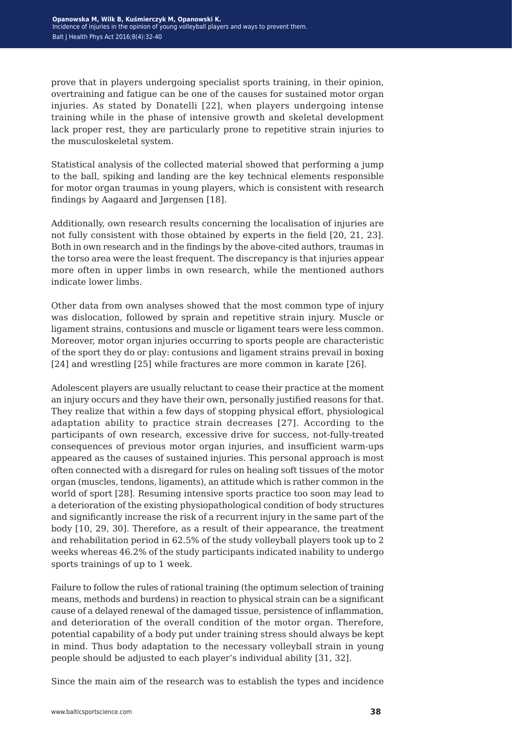prove that in players undergoing specialist sports training, in their opinion, overtraining and fatigue can be one of the causes for sustained motor organ injuries. As stated by Donatelli [22], when players undergoing intense training while in the phase of intensive growth and skeletal development lack proper rest, they are particularly prone to repetitive strain injuries to the musculoskeletal system.

Statistical analysis of the collected material showed that performing a jump to the ball, spiking and landing are the key technical elements responsible for motor organ traumas in young players, which is consistent with research findings by Aagaard and Jørgensen [18].

Additionally, own research results concerning the localisation of injuries are not fully consistent with those obtained by experts in the field [20, 21, 23]. Both in own research and in the findings by the above-cited authors, traumas in the torso area were the least frequent. The discrepancy is that injuries appear more often in upper limbs in own research, while the mentioned authors indicate lower limbs.

Other data from own analyses showed that the most common type of injury was dislocation, followed by sprain and repetitive strain injury. Muscle or ligament strains, contusions and muscle or ligament tears were less common. Moreover, motor organ injuries occurring to sports people are characteristic of the sport they do or play: contusions and ligament strains prevail in boxing [24] and wrestling [25] while fractures are more common in karate [26].

Adolescent players are usually reluctant to cease their practice at the moment an injury occurs and they have their own, personally justified reasons for that. They realize that within a few days of stopping physical effort, physiological adaptation ability to practice strain decreases [27]. According to the participants of own research, excessive drive for success, not-fully-treated consequences of previous motor organ injuries, and insufficient warm-ups appeared as the causes of sustained injuries. This personal approach is most often connected with a disregard for rules on healing soft tissues of the motor organ (muscles, tendons, ligaments), an attitude which is rather common in the world of sport [28]. Resuming intensive sports practice too soon may lead to a deterioration of the existing physiopathological condition of body structures and significantly increase the risk of a recurrent injury in the same part of the body [10, 29, 30]. Therefore, as a result of their appearance, the treatment and rehabilitation period in 62.5% of the study volleyball players took up to 2 weeks whereas 46.2% of the study participants indicated inability to undergo sports trainings of up to 1 week.

Failure to follow the rules of rational training (the optimum selection of training means, methods and burdens) in reaction to physical strain can be a significant cause of a delayed renewal of the damaged tissue, persistence of inflammation, and deterioration of the overall condition of the motor organ. Therefore, potential capability of a body put under training stress should always be kept in mind. Thus body adaptation to the necessary volleyball strain in young people should be adjusted to each player's individual ability [31, 32].

Since the main aim of the research was to establish the types and incidence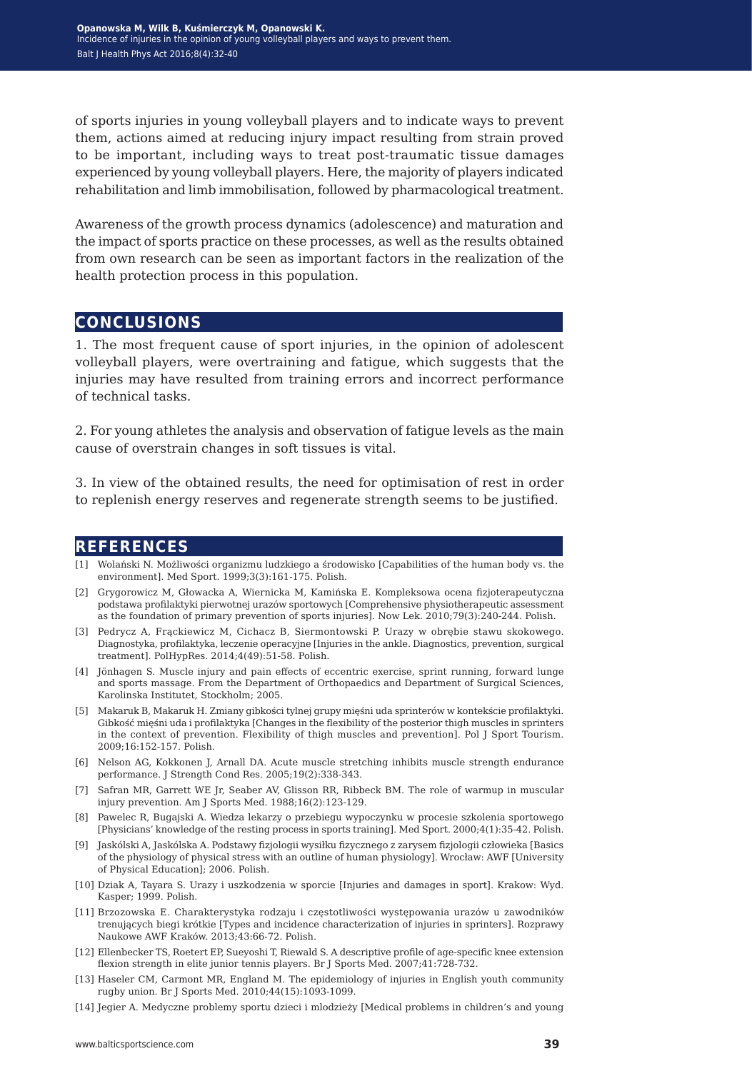of sports injuries in young volleyball players and to indicate ways to prevent them, actions aimed at reducing injury impact resulting from strain proved to be important, including ways to treat post-traumatic tissue damages experienced by young volleyball players. Here, the majority of players indicated rehabilitation and limb immobilisation, followed by pharmacological treatment.

Awareness of the growth process dynamics (adolescence) and maturation and the impact of sports practice on these processes, as well as the results obtained from own research can be seen as important factors in the realization of the health protection process in this population.

## CONCLUSIONS

1. The most frequent cause of sport injuries, in the opinion of adolescent volleyball players, were overtraining and fatigue, which suggests that the injuries may have resulted from training errors and incorrect performance of technical tasks.

2. For young athletes the analysis and observation of fatigue levels as the main cause of overstrain changes in soft tissues is vital.

3. In view of the obtained results, the need for optimisation of rest in order to replenish energy reserves and regenerate strength seems to be justified.

## REFERENCES

[1] Wolański N. Możliwości organizmu ludzkiego a środowisko [Capabilities of the human body vs. the environment]. Med Sport. 1999;3(3):161-175. Polish.

[2] Grygorowicz M, Głowacka A, Wiernicka M, Kamińska E. Kompleksowa ocena fizjoterapeutyczna podstawa profilaktyki pierwotnej urazów sportowych [Comprehensive physiotherapeutic assessment as the foundation of primary prevention of sports injuries]. Now Lek. 2010;79(3):240-244. Polish.

[3] Pedrycz A, Frąckiewicz M, Cichacz B, Siermontowski P. Urazy w obrębie stawu skokowego. Diagnostyka, profilaktyka, leczenie operacyjne [Injuries in the ankle. Diagnostics, prevention, surgical treatment]. PolHypRes. 2014;4(49):51-58. Polish.

[4] Jönhagen S. Muscle injury and pain effects of eccentric exercise, sprint running, forward lunge and sports massage. From the Department of Orthopaedics and Department of Surgical Sciences, Karolinska Institutet, Stockholm; 2005.

[5] Makaruk B, Makaruk H. Zmiany gibkości tylnej grupy mięśni uda sprinterów w kontekście profilaktyki. Gibkość mięśni uda i profilaktyka [Changes in the flexibility of the posterior thigh muscles in sprinters in the context of prevention. Flexibility of thigh muscles and prevention]. Pol J Sport Tourism. 2009;16:152-157. Polish.

[6] Nelson AG, Kokkonen J, Arnall DA. Acute muscle stretching inhibits muscle strength endurance performance. J Strength Cond Res. 2005;19(2):338-343.

[7] Safran MR, Garrett WE Jr, Seaber AV, Glisson RR, Ribbeck BM. The role of warmup in muscular injury prevention. Am J Sports Med. 1988;16(2):123-129.

[8] Pawelec R, Bugajski A. Wiedza lekarzy o przebiegu wypoczynku w procesie szkolenia sportowego [Physicians' knowledge of the resting process in sports training]. Med Sport. 2000;4(1):35-42. Polish.

[9] Jaskólski A, Jaskólska A. Podstawy fizjologii wysiłku fizycznego z zarysem fizjologii człowieka [Basics of the physiology of physical stress with an outline of human physiology]. Wrocław: AWF [University of Physical Education]; 2006. Polish.

[10] Dziak A, Tayara S. Urazy i uszkodzenia w sporcie [Injuries and damages in sport]. Krakow: Wyd. Kasper; 1999. Polish.

[11] Brzozowska E. Charakterystyka rodzaju i częstotliwości występowania urazów u zawodników trenujących biegi krótkie [Types and incidence characterization of injuries in sprinters]. Rozprawy Naukowe AWF Kraków. 2013;43:66-72. Polish.

[12] Ellenbecker TS, Roetert EP, Sueyoshi T, Riewald S. A descriptive profile of age-specific knee extension flexion strength in elite junior tennis players. Br J Sports Med. 2007;41:728-732.

[13] Haseler CM, Carmont MR, England M. The epidemiology of injuries in English youth community rugby union. Br J Sports Med. 2010;44(15):1093-1099.

[14] Jegier A. Medyczne problemy sportu dzieci i mlodzieży [Medical problems in children's and young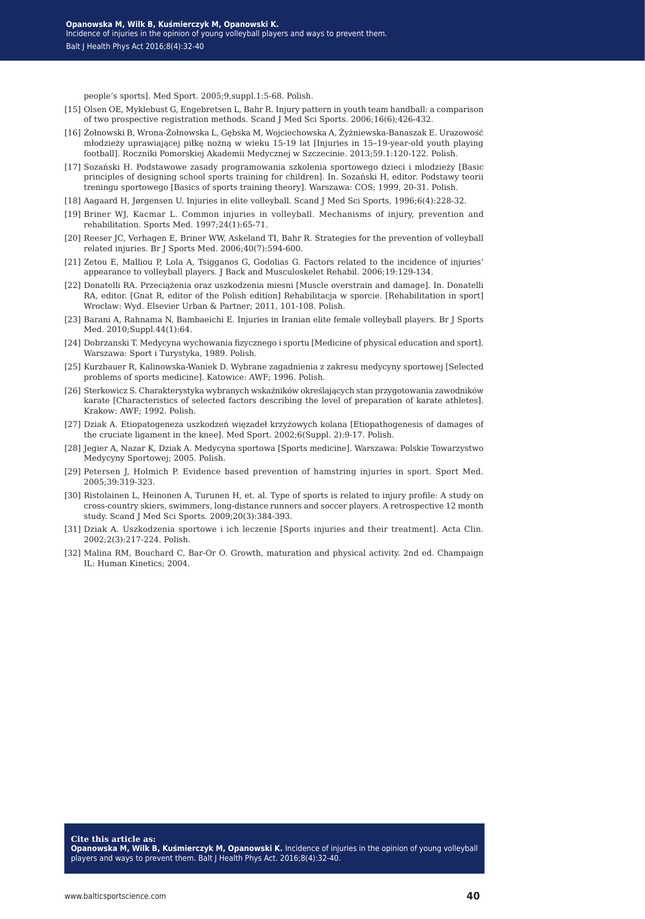people's sports]. Med Sport. 2005;9,suppl.1:5-68. Polish.

[15] Olsen OE, Myklebust G, Engebretsen L, Bahr R. Injury pattern in youth team handball: a comparison of two prospective registration methods. Scand J Med Sci Sports. 2006;16(6);426-432.

[16] Żołnowski B, Wrona-Żołnowska L, Gębska M, Wojciechowska A, Żyżniewska-Banaszak E. Urazowość młodzieży uprawiającej piłkę nożną w wieku 15-19 lat [Injuries in 15–19-year-old youth playing football]. Roczniki Pomorskiej Akademii Medycznej w Szczecinie. 2013;59.1:120-122. Polish.

[17] Sozański H. Podstawowe zasady programowania szkolenia sportowego dzieci i mlodzieży [Basic principles of designing school sports training for children]. In. Sozański H, editor. Podstawy teorii treningu sportowego [Basics of sports training theory]. Warszawa: COS; 1999, 20-31. Polish.

[18] Aagaard H, Jørgensen U. Injuries in elite volleyball. Scand J Med Sci Sports, 1996;6(4):228-32.

[19] Briner WJ, Kacmar L. Common injuries in volleyball. Mechanisms of injury, prevention and rehabilitation. Sports Med. 1997;24(1):65-71.

[20] Reeser JC, Verhagen E, Briner WW, Askeland TI, Bahr R. Strategies for the prevention of volleyball related injuries. Br J Sports Med. 2006;40(7):594-600.

[21] Zetou E, Malliou P, Lola A, Tsigganos G, Godolias G. Factors related to the incidence of injuries' appearance to volleyball players. J Back and Musculoskelet Rehabil. 2006;19:129-134.

[22] Donatelli RA. Przeciążenia oraz uszkodzenia miesni [Muscle overstrain and damage]. In. Donatelli RA, editor. [Gnat R, editor of the Polish edition] Rehabilitacja w sporcie. [Rehabilitation in sport] Wrocław: Wyd. Elsevier Urban & Partner; 2011, 101-108. Polish.

[23] Barani A, Rahnama N, Bambaeichi E. Injuries in Iranian elite female volleyball players. Br J Sports Med. 2010;Suppl.44(1):64.

[24] Dobrzanski T. Medycyna wychowania fizycznego i sportu [Medicine of physical education and sport]. Warszawa: Sport i Turystyka, 1989. Polish.

[25] Kurzbauer R, Kalinowska-Waniek D. Wybrane zagadnienia z zakresu medycyny sportowej [Selected problems of sports medicine]. Katowice: AWF; 1996. Polish.

[26] Sterkowicz S. Charakterystyka wybranych wskaźników określających stan przygotowania zawodników karate [Characteristics of selected factors describing the level of preparation of karate athletes]. Krakow: AWF; 1992. Polish.

[27] Dziak A. Etiopatogeneza uszkodzeń więzadeł krzyżowych kolana [Etiopathogenesis of damages of the cruciate ligament in the knee]. Med Sport. 2002;6(Suppl. 2):9-17. Polish.

[28] Jegier A, Nazar K, Dziak A. Medycyna sportowa [Sports medicine]. Warszawa: Polskie Towarzystwo Medycyny Sportowej; 2005. Polish.

[29] Petersen J, Holmich P. Evidence based prevention of hamstring injuries in sport. Sport Med. 2005;39:319-323.

[30] Ristolainen L, Heinonen A, Turunen H, et. al. Type of sports is related to injury profile: A study on cross-country skiers, swimmers, long-distance runners and soccer players. A retrospective 12 month study. Scand J Med Sci Sports. 2009;20(3):384-393.

[31] Dziak A. Uszkodzenia sportowe i ich leczenie [Sports injuries and their treatment]. Acta Clin. 2002;2(3):217-224. Polish.

[32] Malina RM, Bouchard C, Bar-Or O. Growth, maturation and physical activity. 2nd ed. Champaign IL: Human Kinetics; 2004.

**Cite this article as:**
**Opanowska M, Wilk B, Kuśmierczyk M, Opanowski K.** Incidence of injuries in the opinion of young volleyball players and ways to prevent them. Balt J Health Phys Act. 2016;8(4):32-40.